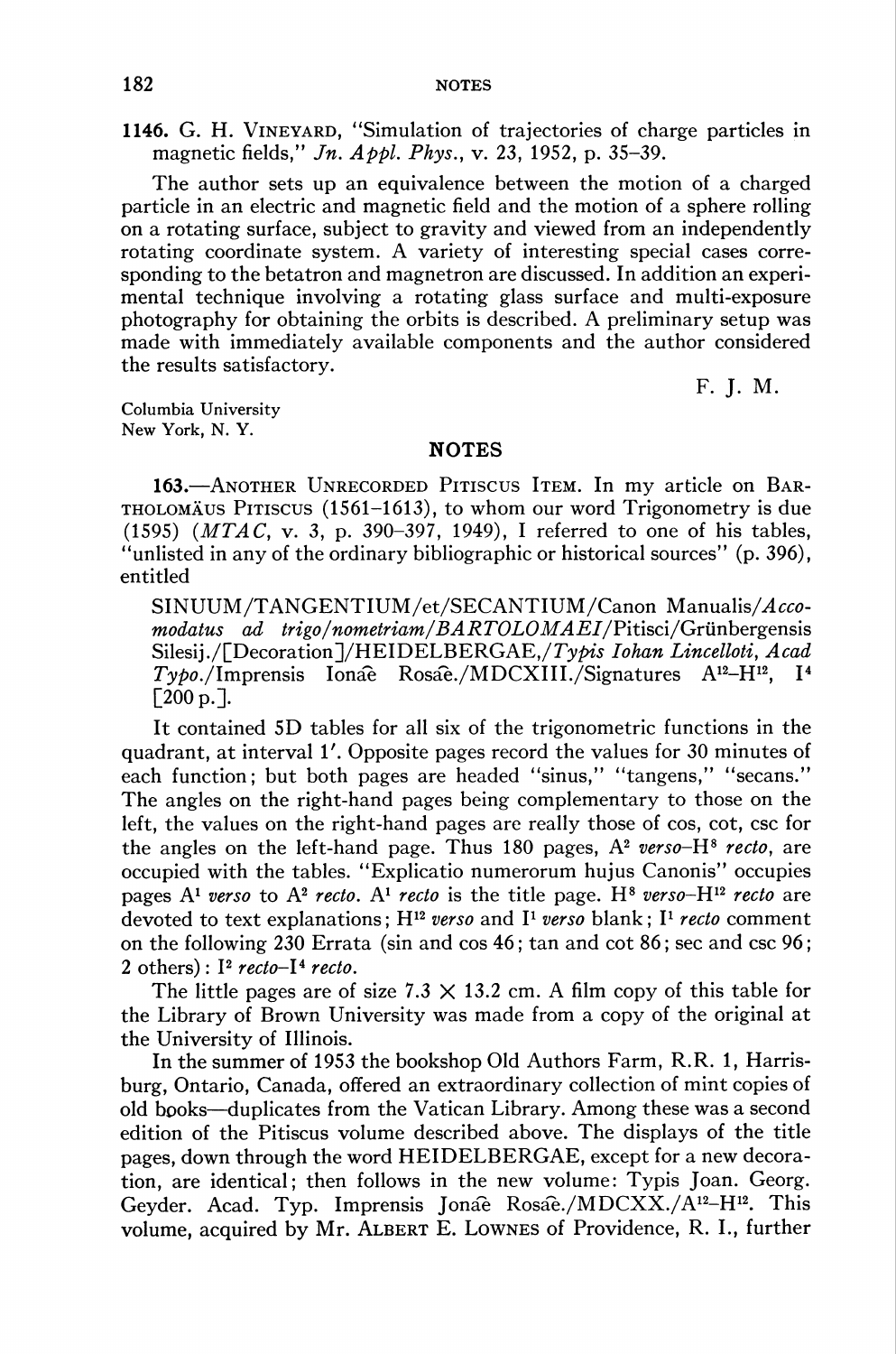1146. G. H. VINEYARD, "Simulation of trajectories of charge particles in magnetic fields," *Jn. Appl. Phys.*, v. 23, 1952, p. 35–39.

The author sets up an equivalence between the motion of a charged particle in an electric and magnetic field and the motion of a sphere rolling on a rotating surface, subject to gravity and viewed from an independently rotating coordinate system. A variety of interesting special cases corresponding to the betatron and magnetron are discussed. In addition an experimental technique involving a rotating glass surface and multi-exposure photography for obtaining the orbits is described. A preliminary setup was made with immediately available components and the author considered the results satisfactory.

F. J. M.

Columbia University
New York, N. Y.

## NOTES

163.—ANOTHER UNRECORDED PITISCUS ITEM. In my article on BARTHOLOMÄUS PITISCUS (1561–1613), to whom our word Trigonometry is due (1595) (*MTAC*, v. 3, p. 390–397, 1949), I referred to one of his tables, "unlisted in any of the ordinary bibliographic or historical sources" (p. 396), entitled

> SINUUM/TANGENTIUM/et/SECANTIUM/Canon Manualis/*Accomodatus ad trigo/nometriam/BARTOLOMAEI*/Pitisci/Grünbergensis Silesij./[Decoration]/HEIDELBERGAE,/*Typis Iohan Lincelloti, Acad Typo.*/Imprensis Ionâe Rosâe./MDCXIII./Signatures $A^{12}$–$H^{12}$, $I^4$ [200 p.].

It contained 5D tables for all six of the trigonometric functions in the quadrant, at interval 1′. Opposite pages record the values for 30 minutes of each function; but both pages are headed "sinus," "tangens," "secans." The angles on the right-hand pages being complementary to those on the left, the values on the right-hand pages are really those of cos, cot, csc for the angles on the left-hand page. Thus 180 pages, $A^2$ *verso*–$H^8$ *recto*, are occupied with the tables. "Explicatio numerorum hujus Canonis" occupies pages $A^1$ *verso* to $A^2$ *recto*. $A^1$ *recto* is the title page. $H^8$ *verso*–$H^{12}$ *recto* are devoted to text explanations; $H^{12}$ *verso* and $I^1$ *verso* blank; $I^1$ *recto* comment on the following 230 Errata (sin and cos 46; tan and cot 86; sec and csc 96; 2 others): $I^2$ *recto*–$I^4$ *recto*.

The little pages are of size 7.3 × 13.2 cm. A film copy of this table for the Library of Brown University was made from a copy of the original at the University of Illinois.

In the summer of 1953 the bookshop Old Authors Farm, R.R. 1, Harrisburg, Ontario, Canada, offered an extraordinary collection of mint copies of old books—duplicates from the Vatican Library. Among these was a second edition of the Pitiscus volume described above. The displays of the title pages, down through the word HEIDELBERGAE, except for a new decoration, are identical; then follows in the new volume: Typis Joan. Georg. Geyder. Acad. Typ. Imprensis Jonâe Rosâe./MDCXX./$A^{12}$–$H^{12}$. This volume, acquired by Mr. ALBERT E. LOWNES of Providence, R. I., further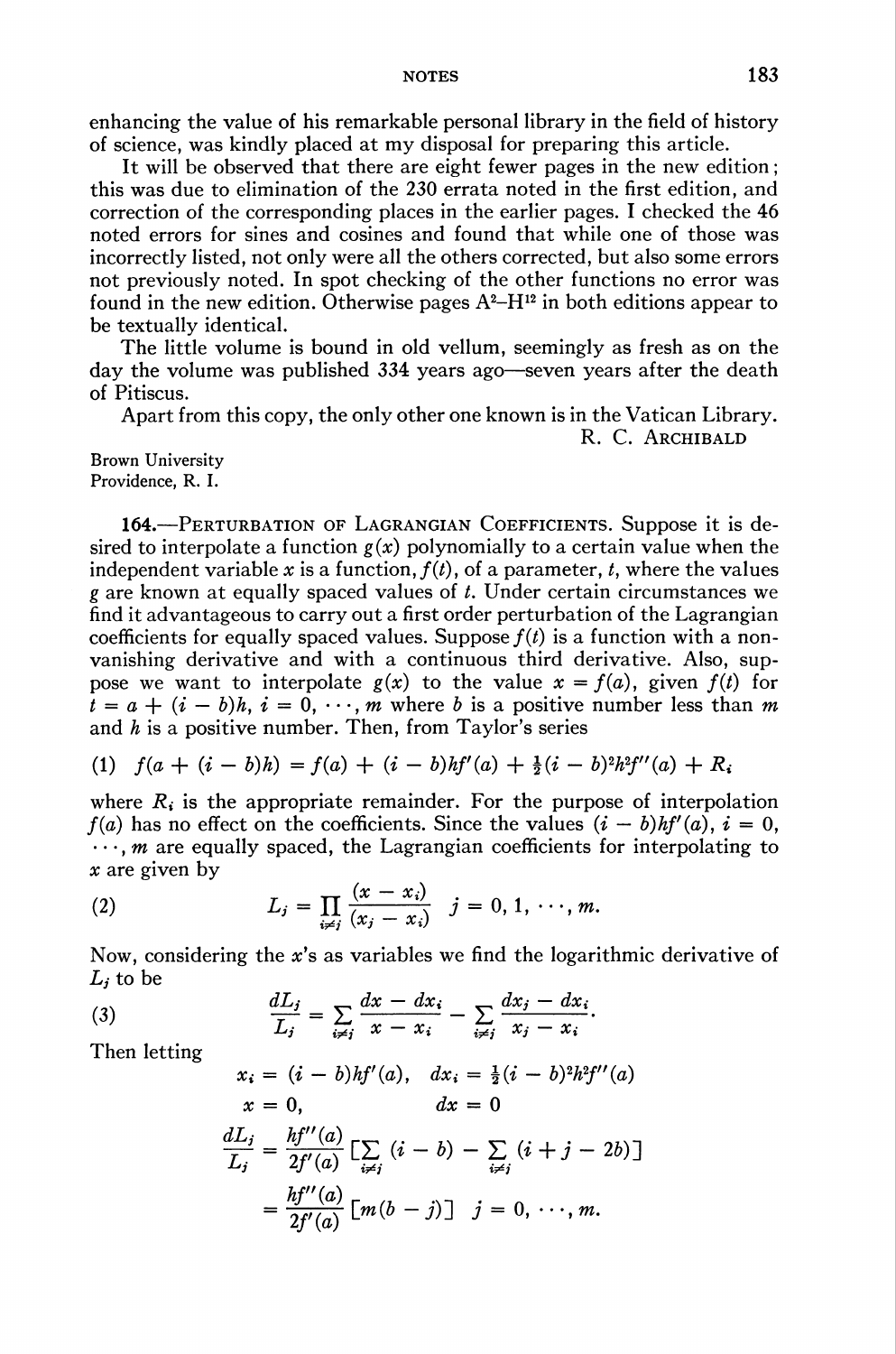enhancing the value of his remarkable personal library in the field of history of science, was kindly placed at my disposal for preparing this article.

It will be observed that there are eight fewer pages in the new edition; this was due to elimination of the 230 errata noted in the first edition, and correction of the corresponding places in the earlier pages. I checked the 46 noted errors for sines and cosines and found that while one of those was incorrectly listed, not only were all the others corrected, but also some errors not previously noted. In spot checking of the other functions no error was found in the new edition. Otherwise pages $A^2$–$H^{12}$ in both editions appear to be textually identical.

The little volume is bound in old vellum, seemingly as fresh as on the day the volume was published 334 years ago—seven years after the death of Pitiscus.

Apart from this copy, the only other one known is in the Vatican Library.

R. C. ARCHIBALD

Brown University
Providence, R. I.

**164.—PERTURBATION OF LAGRANGIAN COEFFICIENTS.** Suppose it is desired to interpolate a function $g(x)$ polynomially to a certain value when the independent variable $x$ is a function, $f(t)$, of a parameter, $t$, where the values $g$ are known at equally spaced values of $t$. Under certain circumstances we find it advantageous to carry out a first order perturbation of the Lagrangian coefficients for equally spaced values. Suppose $f(t)$ is a function with a nonvanishing derivative and with a continuous third derivative. Also, suppose we want to interpolate $g(x)$ to the value $x = f(a)$, given $f(t)$ for $t = a + (i - b)h$, $i = 0, \cdots, m$ where $b$ is a positive number less than $m$ and $h$ is a positive number. Then, from Taylor's series

$$(1)\quad f(a + (i - b)h) = f(a) + (i - b)hf'(a) + \tfrac{1}{2}(i - b)^2h^2f''(a) + R_i$$

where $R_i$ is the appropriate remainder. For the purpose of interpolation $f(a)$ has no effect on the coefficients. Since the values $(i - b)hf'(a)$, $i = 0, \cdots, m$ are equally spaced, the Lagrangian coefficients for interpolating to $x$ are given by

$$(2)\qquad L_j = \prod_{i \neq j} \frac{(x - x_i)}{(x_j - x_i)} \quad j = 0, 1, \cdots, m.$$

Now, considering the $x$'s as variables we find the logarithmic derivative of $L_j$ to be

$$(3)\qquad \frac{dL_j}{L_j} = \sum_{i \neq j} \frac{dx - dx_i}{x - x_i} - \sum_{i \neq j} \frac{dx_j - dx_i}{x_j - x_i}.$$

Then letting

$$x_i = (i - b)hf'(a), \quad dx_i = \tfrac{1}{2}(i - b)^2h^2f''(a)$$

$$x = 0, \qquad dx = 0$$

$$\frac{dL_j}{L_j} = \frac{hf''(a)}{2f'(a)} \left[\sum_{i \neq j} (i - b) - \sum_{i \neq j} (i + j - 2b)\right]$$

$$= \frac{hf''(a)}{2f'(a)} \left[m(b - j)\right] \quad j = 0, \cdots, m.$$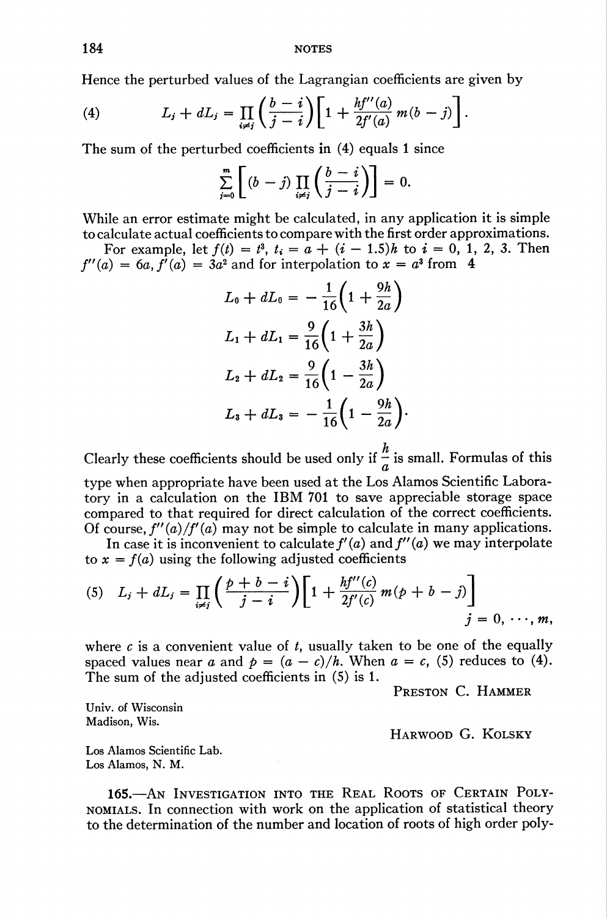Hence the perturbed values of the Lagrangian coefficients are given by

$$L_j + dL_j = \prod_{i \neq j} \left( \frac{b - i}{j - i} \right) \left[ 1 + \frac{hf''(a)}{2f'(a)} m(b - j) \right]. \tag{4}$$

The sum of the perturbed coefficients in (4) equals 1 since

$$\sum_{j=0}^{m} \left[ (b - j) \prod_{i \neq j} \left( \frac{b - i}{j - i} \right) \right] = 0.$$

While an error estimate might be calculated, in any application it is simple to calculate actual coefficients to compare with the first order approximations.

For example, let $f(t) = t^3$, $t_i = a + (i - 1.5)h$ to $i = 0, 1, 2, 3$. Then $f''(a) = 6a$, $f'(a) = 3a^2$ and for interpolation to $x = a^3$ from 4

$$L_0 + dL_0 = -\frac{1}{16}\left(1 + \frac{9h}{2a}\right)$$

$$L_1 + dL_1 = \frac{9}{16}\left(1 + \frac{3h}{2a}\right)$$

$$L_2 + dL_2 = \frac{9}{16}\left(1 - \frac{3h}{2a}\right)$$

$$L_3 + dL_3 = -\frac{1}{16}\left(1 - \frac{9h}{2a}\right).$$

Clearly these coefficients should be used only if $\frac{h}{a}$ is small. Formulas of this type when appropriate have been used at the Los Alamos Scientific Laboratory in a calculation on the IBM 701 to save appreciable storage space compared to that required for direct calculation of the correct coefficients. Of course, $f''(a)/f'(a)$ may not be simple to calculate in many applications.

In case it is inconvenient to calculate $f'(a)$ and $f''(a)$ we may interpolate to $x = f(a)$ using the following adjusted coefficients

$$L_j + dL_j = \prod_{i \neq j} \left( \frac{p + b - i}{j - i} \right) \left[ 1 + \frac{hf''(c)}{2f'(c)} m(p + b - j) \right] \qquad j = 0, \cdots, m, \tag{5}$$

where $c$ is a convenient value of $t$, usually taken to be one of the equally spaced values near $a$ and $p = (a - c)/h$. When $a = c$, (5) reduces to (4). The sum of the adjusted coefficients in (5) is 1.

Preston C. Hammer

Univ. of Wisconsin
Madison, Wis.

Harwood G. Kolsky

Los Alamos Scientific Lab.
Los Alamos, N. M.

**165.—An Investigation into the Real Roots of Certain Polynomials.** In connection with work on the application of statistical theory to the determination of the number and location of roots of high order poly-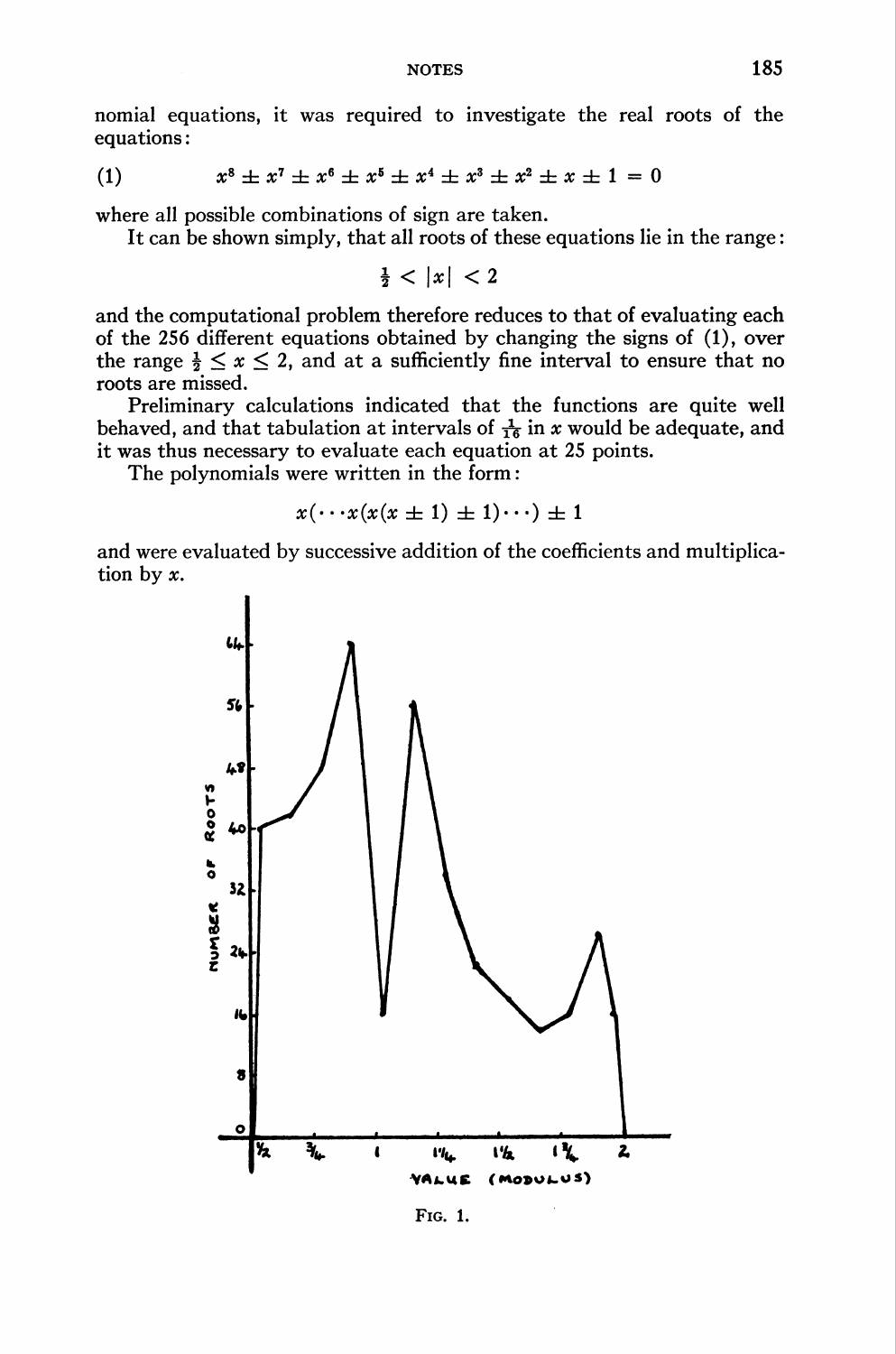nomial equations, it was required to investigate the real roots of the equations:

$$(1) \qquad x^8 \pm x^7 \pm x^6 \pm x^5 \pm x^4 \pm x^3 \pm x^2 \pm x \pm 1 = 0$$

where all possible combinations of sign are taken.

It can be shown simply, that all roots of these equations lie in the range:

$$\tfrac{1}{2} < |x| < 2$$

and the computational problem therefore reduces to that of evaluating each of the 256 different equations obtained by changing the signs of (1), over the range $\frac{1}{2} \leq x \leq 2$, and at a sufficiently fine interval to ensure that no roots are missed.

Preliminary calculations indicated that the functions are quite well behaved, and that tabulation at intervals of $\frac{1}{16}$ in $x$ would be adequate, and it was thus necessary to evaluate each equation at 25 points.

The polynomials were written in the form:

$$x(\cdots x(x(x \pm 1) \pm 1) \cdots) \pm 1$$

and were evaluated by successive addition of the coefficients and multiplication by $x$.

FIG. 1.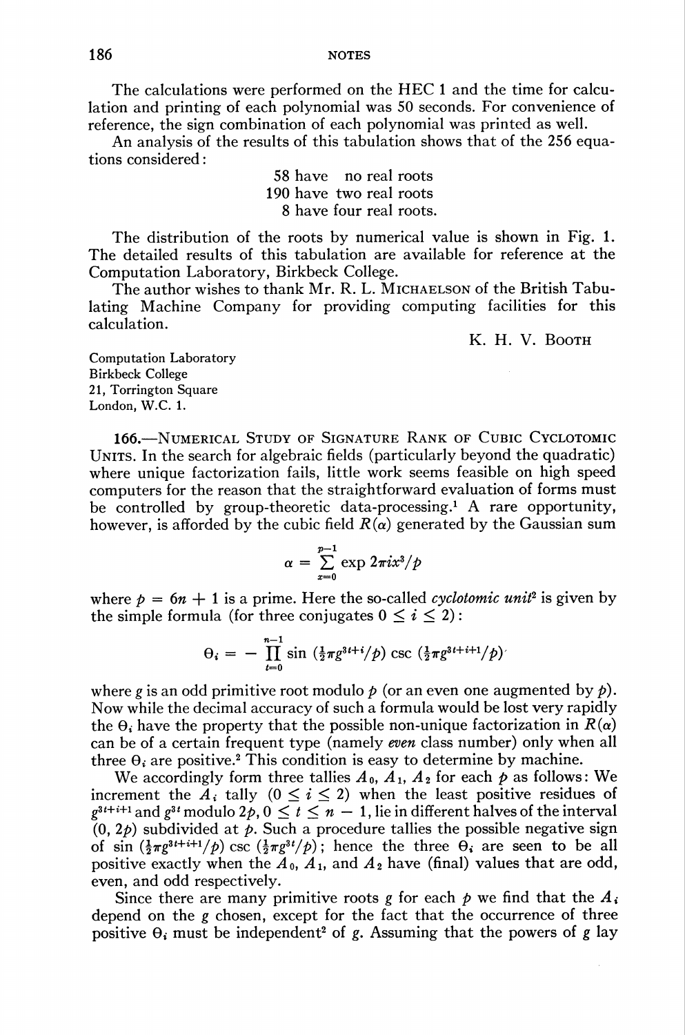The calculations were performed on the HEC 1 and the time for calculation and printing of each polynomial was 50 seconds. For convenience of reference, the sign combination of each polynomial was printed as well.

An analysis of the results of this tabulation shows that of the 256 equations considered:

58 have no real roots
190 have two real roots
8 have four real roots.

The distribution of the roots by numerical value is shown in Fig. 1. The detailed results of this tabulation are available for reference at the Computation Laboratory, Birkbeck College.

The author wishes to thank Mr. R. L. Michaelson of the British Tabulating Machine Company for providing computing facilities for this calculation.

K. H. V. Booth

Computation Laboratory
Birkbeck College
21, Torrington Square
London, W.C. 1.

166.—Numerical Study of Signature Rank of Cubic Cyclotomic Units. In the search for algebraic fields (particularly beyond the quadratic) where unique factorization fails, little work seems feasible on high speed computers for the reason that the straightforward evaluation of forms must be controlled by group-theoretic data-processing.[1] A rare opportunity, however, is afforded by the cubic field $R(\alpha)$ generated by the Gaussian sum

$$\alpha = \sum_{x=0}^{p-1} \exp 2\pi i x^3/p$$

where $p = 6n + 1$ is a prime. Here the so-called *cyclotomic unit*[2] is given by the simple formula (for three conjugates $0 \leq i \leq 2$):

$$\Theta_i = - \prod_{t=0}^{n-1} \sin\left(\tfrac{1}{2}\pi g^{3t+i}/p\right) \csc\left(\tfrac{1}{2}\pi g^{3t+i+1}/p\right)$$

where $g$ is an odd primitive root modulo $p$ (or an even one augmented by $p$). Now while the decimal accuracy of such a formula would be lost very rapidly the $\Theta_i$ have the property that the possible non-unique factorization in $R(\alpha)$ can be of a certain frequent type (namely *even* class number) only when all three $\Theta_i$ are positive.[2] This condition is easy to determine by machine.

We accordingly form three tallies $A_0$, $A_1$, $A_2$ for each $p$ as follows: We increment the $A_i$ tally $(0 \leq i \leq 2)$ when the least positive residues of $g^{3t+i+1}$ and $g^{3t}$ modulo $2p$, $0 \leq t \leq n - 1$, lie in different halves of the interval $(0, 2p)$ subdivided at $p$. Such a procedure tallies the possible negative sign of $\sin\left(\tfrac{1}{2}\pi g^{3t+i+1}/p\right) \csc\left(\tfrac{1}{2}\pi g^{3t}/p\right)$; hence the three $\Theta_i$ are seen to be all positive exactly when the $A_0$, $A_1$, and $A_2$ have (final) values that are odd, even, and odd respectively.

Since there are many primitive roots $g$ for each $p$ we find that the $A_i$ depend on the $g$ chosen, except for the fact that the occurrence of three positive $\Theta_i$ must be independent[2] of $g$. Assuming that the powers of $g$ lay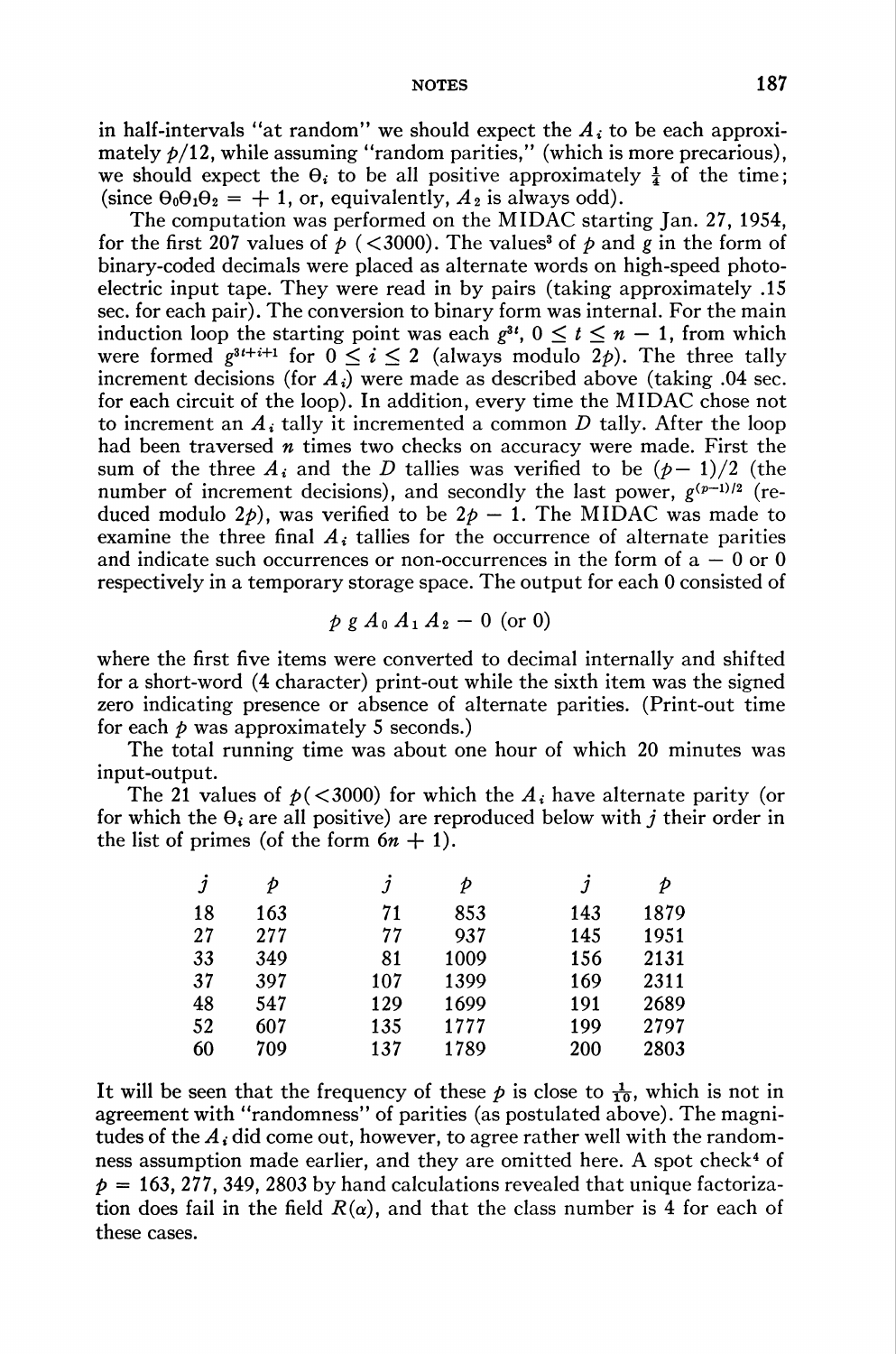in half-intervals "at random" we should expect the $A_i$ to be each approximately $p/12$, while assuming "random parities," (which is more precarious), we should expect the $\Theta_i$ to be all positive approximately $\frac{1}{4}$ of the time; (since $\Theta_0\Theta_1\Theta_2 = +1$, or, equivalently, $A_2$ is always odd).

The computation was performed on the MIDAC starting Jan. 27, 1954, for the first 207 values of $p$ ($<3000$). The values[3] of $p$ and $g$ in the form of binary-coded decimals were placed as alternate words on high-speed photoelectric input tape. They were read in by pairs (taking approximately .15 sec. for each pair). The conversion to binary form was internal. For the main induction loop the starting point was each $g^{3t}$, $0 \leq t \leq n-1$, from which were formed $g^{3t+i+1}$ for $0 \leq i \leq 2$ (always modulo $2p$). The three tally increment decisions (for $A_i$) were made as described above (taking .04 sec. for each circuit of the loop). In addition, every time the MIDAC chose not to increment an $A_i$ tally it incremented a common $D$ tally. After the loop had been traversed $n$ times two checks on accuracy were made. First the sum of the three $A_i$ and the $D$ tallies was verified to be $(p-1)/2$ (the number of increment decisions), and secondly the last power, $g^{(p-1)/2}$ (reduced modulo $2p$), was verified to be $2p-1$. The MIDAC was made to examine the three final $A_i$ tallies for the occurrence of alternate parities and indicate such occurrences or non-occurrences in the form of a $-0$ or $0$ respectively in a temporary storage space. The output for each 0 consisted of

$$p \; g \; A_0 \; A_1 \; A_2 \; -0 \text{ (or 0)}$$

where the first five items were converted to decimal internally and shifted for a short-word (4 character) print-out while the sixth item was the signed zero indicating presence or absence of alternate parities. (Print-out time for each $p$ was approximately 5 seconds.)

The total running time was about one hour of which 20 minutes was input-output.

The 21 values of $p$($<3000$) for which the $A_i$ have alternate parity (or for which the $\Theta_i$ are all positive) are reproduced below with $j$ their order in the list of primes (of the form $6n+1$).

| $j$ | $p$ | $j$ | $p$ | $j$ | $p$ |
|---|---|---|---|---|---|
| 18 | 163 | 71 | 853 | 143 | 1879 |
| 27 | 277 | 77 | 937 | 145 | 1951 |
| 33 | 349 | 81 | 1009 | 156 | 2131 |
| 37 | 397 | 107 | 1399 | 169 | 2311 |
| 48 | 547 | 129 | 1699 | 191 | 2689 |
| 52 | 607 | 135 | 1777 | 199 | 2797 |
| 60 | 709 | 137 | 1789 | 200 | 2803 |

It will be seen that the frequency of these $p$ is close to $\frac{1}{10}$, which is not in agreement with "randomness" of parities (as postulated above). The magnitudes of the $A_i$ did come out, however, to agree rather well with the randomness assumption made earlier, and they are omitted here. A spot check[4] of $p = 163, 277, 349, 2803$ by hand calculations revealed that unique factorization does fail in the field $R(\alpha)$, and that the class number is 4 for each of these cases.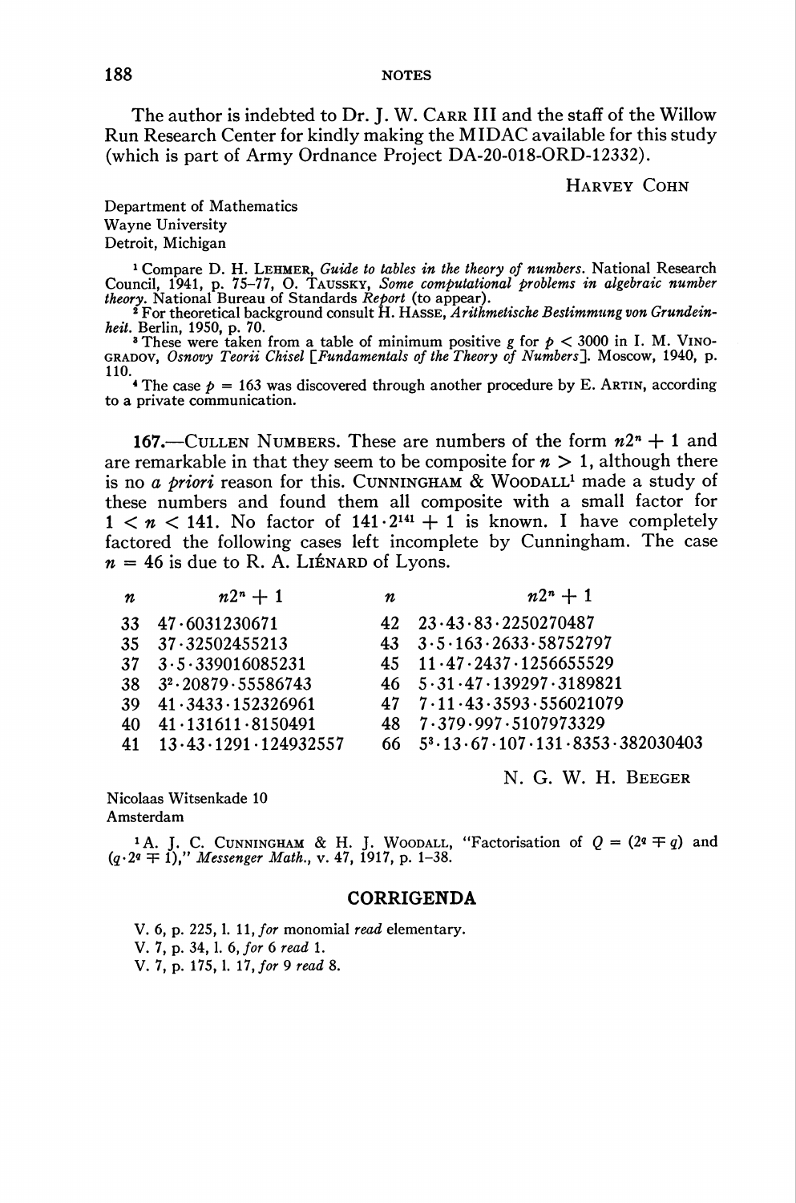The author is indebted to Dr. J. W. CARR III and the staff of the Willow Run Research Center for kindly making the MIDAC available for this study (which is part of Army Ordnance Project DA-20-018-ORD-12332).

HARVEY COHN

Department of Mathematics
Wayne University
Detroit, Michigan

[1] Compare D. H. LEHMER, *Guide to tables in the theory of numbers*. National Research Council, 1941, p. 75–77, O. TAUSSKY, *Some computational problems in algebraic number theory*. National Bureau of Standards *Report* (to appear).

[2] For theoretical background consult H. HASSE, *Arithmetische Bestimmung von Grundeinheit*. Berlin, 1950, p. 70.

[3] These were taken from a table of minimum positive $g$ for $p < 3000$ in I. M. VINOGRADOV, *Osnovy Teorii Chisel* [*Fundamentals of the Theory of Numbers*]. Moscow, 1940, p. 110.

[4] The case $p = 163$ was discovered through another procedure by E. ARTIN, according to a private communication.

**167.—CULLEN NUMBERS.** These are numbers of the form $n2^n + 1$ and are remarkable in that they seem to be composite for $n > 1$, although there is no *a priori* reason for this. CUNNINGHAM & WOODALL[1] made a study of these numbers and found them all composite with a small factor for $1 < n < 141$. No factor of $141 \cdot 2^{141} + 1$ is known. I have completely factored the following cases left incomplete by Cunningham. The case $n = 46$ is due to R. A. LIÉNARD of Lyons.

| $n$ | $n2^n + 1$ | $n$ | $n2^n + 1$ |
|---|---|---|---|
| 33 | $47 \cdot 6031230671$ | 42 | $23 \cdot 43 \cdot 83 \cdot 2250270487$ |
| 35 | $37 \cdot 32502455213$ | 43 | $3 \cdot 5 \cdot 163 \cdot 2633 \cdot 58752797$ |
| 37 | $3 \cdot 5 \cdot 339016085231$ | 45 | $11 \cdot 47 \cdot 2437 \cdot 1256655529$ |
| 38 | $3^2 \cdot 20879 \cdot 55586743$ | 46 | $5 \cdot 31 \cdot 47 \cdot 139297 \cdot 3189821$ |
| 39 | $41 \cdot 3433 \cdot 152326961$ | 47 | $7 \cdot 11 \cdot 43 \cdot 3593 \cdot 556021079$ |
| 40 | $41 \cdot 131611 \cdot 8150491$ | 48 | $7 \cdot 379 \cdot 997 \cdot 5107973329$ |
| 41 | $13 \cdot 43 \cdot 1291 \cdot 124932557$ | 66 | $5^3 \cdot 13 \cdot 67 \cdot 107 \cdot 131 \cdot 8353 \cdot 382030403$ |

N. G. W. H. BEEGER

Nicolaas Witsenkade 10
Amsterdam

[1] A. J. C. CUNNINGHAM & H. J. WOODALL, "Factorisation of $Q = (2^q \mp q)$ and $(q \cdot 2^q \mp 1)$," *Messenger Math.*, v. 47, 1917, p. 1–38.

## CORRIGENDA

V. 6, p. 225, l. 11, *for* monomial *read* elementary.
V. 7, p. 34, l. 6, *for* 6 *read* 1.
V. 7, p. 175, l. 17, *for* 9 *read* 8.